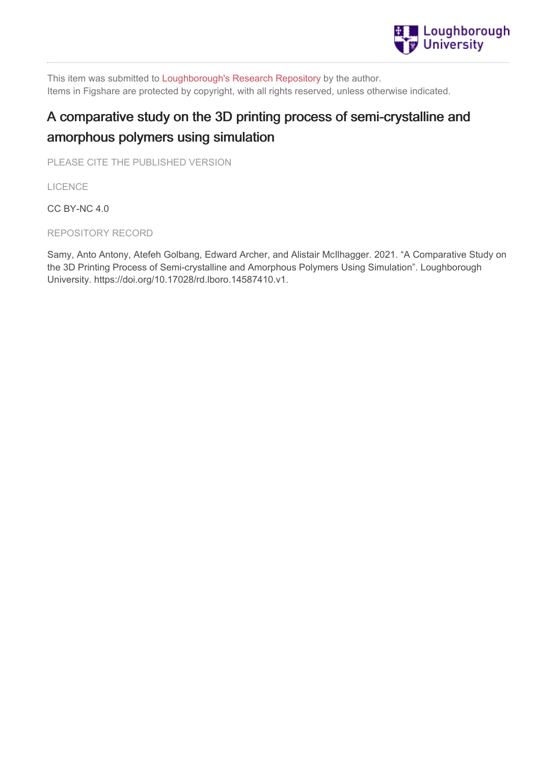This item was submitted to Loughborough's Research Repository by the author.
Items in Figshare are protected by copyright, with all rights reserved, unless otherwise indicated.

# A comparative study on the 3D printing process of semi-crystalline and amorphous polymers using simulation

PLEASE CITE THE PUBLISHED VERSION

LICENCE

CC BY-NC 4.0

REPOSITORY RECORD

Samy, Anto Antony, Atefeh Golbang, Edward Archer, and Alistair McIlhagger. 2021. "A Comparative Study on the 3D Printing Process of Semi-crystalline and Amorphous Polymers Using Simulation". Loughborough University. https://doi.org/10.17028/rd.lboro.14587410.v1.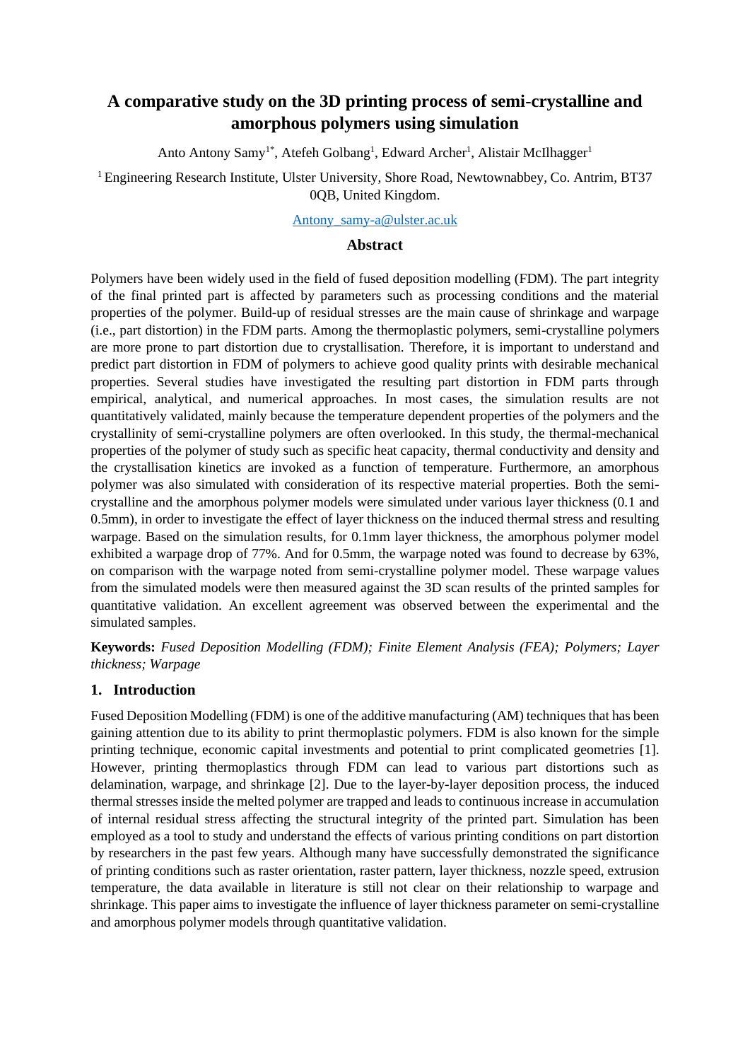# A comparative study on the 3D printing process of semi-crystalline and amorphous polymers using simulation

Anto Antony Samy[1*], Atefeh Golbang[1], Edward Archer[1], Alistair McIlhagger[1]

[1] Engineering Research Institute, Ulster University, Shore Road, Newtownabbey, Co. Antrim, BT37 0QB, United Kingdom.

Antony_samy-a@ulster.ac.uk

## Abstract

Polymers have been widely used in the field of fused deposition modelling (FDM). The part integrity of the final printed part is affected by parameters such as processing conditions and the material properties of the polymer. Build-up of residual stresses are the main cause of shrinkage and warpage (i.e., part distortion) in the FDM parts. Among the thermoplastic polymers, semi-crystalline polymers are more prone to part distortion due to crystallisation. Therefore, it is important to understand and predict part distortion in FDM of polymers to achieve good quality prints with desirable mechanical properties. Several studies have investigated the resulting part distortion in FDM parts through empirical, analytical, and numerical approaches. In most cases, the simulation results are not quantitatively validated, mainly because the temperature dependent properties of the polymers and the crystallinity of semi-crystalline polymers are often overlooked. In this study, the thermal-mechanical properties of the polymer of study such as specific heat capacity, thermal conductivity and density and the crystallisation kinetics are invoked as a function of temperature. Furthermore, an amorphous polymer was also simulated with consideration of its respective material properties. Both the semi-crystalline and the amorphous polymer models were simulated under various layer thickness (0.1 and 0.5mm), in order to investigate the effect of layer thickness on the induced thermal stress and resulting warpage. Based on the simulation results, for 0.1mm layer thickness, the amorphous polymer model exhibited a warpage drop of 77%. And for 0.5mm, the warpage noted was found to decrease by 63%, on comparison with the warpage noted from semi-crystalline polymer model. These warpage values from the simulated models were then measured against the 3D scan results of the printed samples for quantitative validation. An excellent agreement was observed between the experimental and the simulated samples.

**Keywords:** *Fused Deposition Modelling (FDM); Finite Element Analysis (FEA); Polymers; Layer thickness; Warpage*

## 1. Introduction

Fused Deposition Modelling (FDM) is one of the additive manufacturing (AM) techniques that has been gaining attention due to its ability to print thermoplastic polymers. FDM is also known for the simple printing technique, economic capital investments and potential to print complicated geometries [1]. However, printing thermoplastics through FDM can lead to various part distortions such as delamination, warpage, and shrinkage [2]. Due to the layer-by-layer deposition process, the induced thermal stresses inside the melted polymer are trapped and leads to continuous increase in accumulation of internal residual stress affecting the structural integrity of the printed part. Simulation has been employed as a tool to study and understand the effects of various printing conditions on part distortion by researchers in the past few years. Although many have successfully demonstrated the significance of printing conditions such as raster orientation, raster pattern, layer thickness, nozzle speed, extrusion temperature, the data available in literature is still not clear on their relationship to warpage and shrinkage. This paper aims to investigate the influence of layer thickness parameter on semi-crystalline and amorphous polymer models through quantitative validation.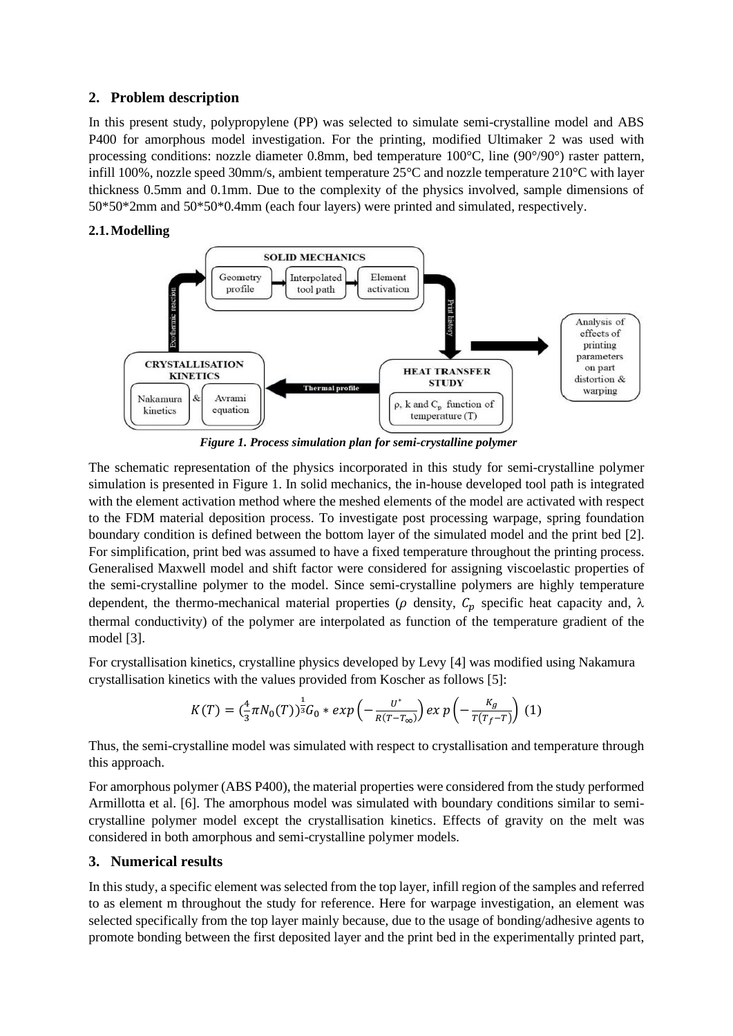## 2. Problem description

In this present study, polypropylene (PP) was selected to simulate semi-crystalline model and ABS P400 for amorphous model investigation. For the printing, modified Ultimaker 2 was used with processing conditions: nozzle diameter 0.8mm, bed temperature 100°C, line (90°/90°) raster pattern, infill 100%, nozzle speed 30mm/s, ambient temperature 25°C and nozzle temperature 210°C with layer thickness 0.5mm and 0.1mm. Due to the complexity of the physics involved, sample dimensions of 50*50*2mm and 50*50*0.4mm (each four layers) were printed and simulated, respectively.

### 2.1. Modelling

*Figure 1. Process simulation plan for semi-crystalline polymer*

The schematic representation of the physics incorporated in this study for semi-crystalline polymer simulation is presented in Figure 1. In solid mechanics, the in-house developed tool path is integrated with the element activation method where the meshed elements of the model are activated with respect to the FDM material deposition process. To investigate post processing warpage, spring foundation boundary condition is defined between the bottom layer of the simulated model and the print bed [2]. For simplification, print bed was assumed to have a fixed temperature throughout the printing process. Generalised Maxwell model and shift factor were considered for assigning viscoelastic properties of the semi-crystalline polymer to the model. Since semi-crystalline polymers are highly temperature dependent, the thermo-mechanical material properties ($\rho$ density, $C_p$ specific heat capacity and, $\lambda$ thermal conductivity) of the polymer are interpolated as function of the temperature gradient of the model [3].

For crystallisation kinetics, crystalline physics developed by Levy [4] was modified using Nakamura crystallisation kinetics with the values provided from Koscher as follows [5]:

$$K(T) = (\tfrac{4}{3}\pi N_0(T))^{\frac{1}{3}} G_0 * exp\left(-\frac{U^*}{R(T-T_\infty)}\right) exp\left(-\frac{K_g}{T(T_f-T)}\right) \quad (1)$$

Thus, the semi-crystalline model was simulated with respect to crystallisation and temperature through this approach.

For amorphous polymer (ABS P400), the material properties were considered from the study performed Armillotta et al. [6]. The amorphous model was simulated with boundary conditions similar to semi-crystalline polymer model except the crystallisation kinetics. Effects of gravity on the melt was considered in both amorphous and semi-crystalline polymer models.

## 3. Numerical results

In this study, a specific element was selected from the top layer, infill region of the samples and referred to as element m throughout the study for reference. Here for warpage investigation, an element was selected specifically from the top layer mainly because, due to the usage of bonding/adhesive agents to promote bonding between the first deposited layer and the print bed in the experimentally printed part,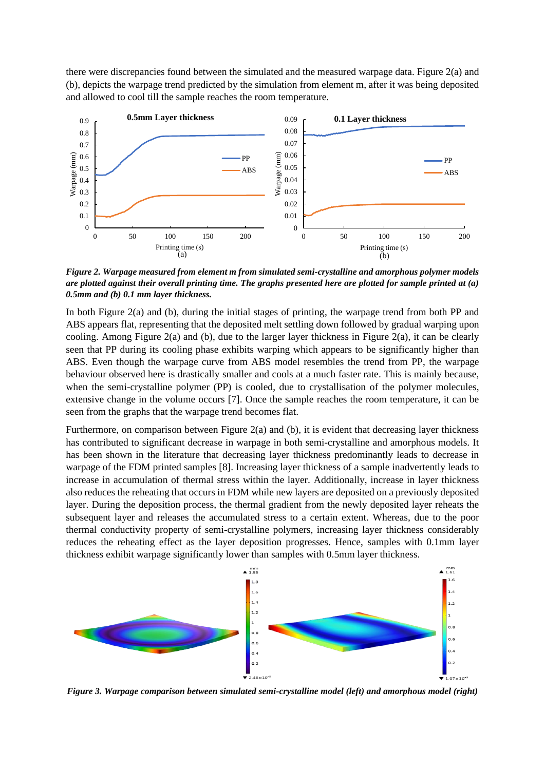there were discrepancies found between the simulated and the measured warpage data. Figure 2(a) and (b), depicts the warpage trend predicted by the simulation from element m, after it was being deposited and allowed to cool till the sample reaches the room temperature.

***Figure 2. Warpage measured from element m from simulated semi-crystalline and amorphous polymer models are plotted against their overall printing time. The graphs presented here are plotted for sample printed at (a) 0.5mm and (b) 0.1 mm layer thickness.***

In both Figure 2(a) and (b), during the initial stages of printing, the warpage trend from both PP and ABS appears flat, representing that the deposited melt settling down followed by gradual warping upon cooling. Among Figure 2(a) and (b), due to the larger layer thickness in Figure 2(a), it can be clearly seen that PP during its cooling phase exhibits warping which appears to be significantly higher than ABS. Even though the warpage curve from ABS model resembles the trend from PP, the warpage behaviour observed here is drastically smaller and cools at a much faster rate. This is mainly because, when the semi-crystalline polymer (PP) is cooled, due to crystallisation of the polymer molecules, extensive change in the volume occurs [7]. Once the sample reaches the room temperature, it can be seen from the graphs that the warpage trend becomes flat.

Furthermore, on comparison between Figure 2(a) and (b), it is evident that decreasing layer thickness has contributed to significant decrease in warpage in both semi-crystalline and amorphous models. It has been shown in the literature that decreasing layer thickness predominantly leads to decrease in warpage of the FDM printed samples [8]. Increasing layer thickness of a sample inadvertently leads to increase in accumulation of thermal stress within the layer. Additionally, increase in layer thickness also reduces the reheating that occurs in FDM while new layers are deposited on a previously deposited layer. During the deposition process, the thermal gradient from the newly deposited layer reheats the subsequent layer and releases the accumulated stress to a certain extent. Whereas, due to the poor thermal conductivity property of semi-crystalline polymers, increasing layer thickness considerably reduces the reheating effect as the layer deposition progresses. Hence, samples with 0.1mm layer thickness exhibit warpage significantly lower than samples with 0.5mm layer thickness.

***Figure 3. Warpage comparison between simulated semi-crystalline model (left) and amorphous model (right)***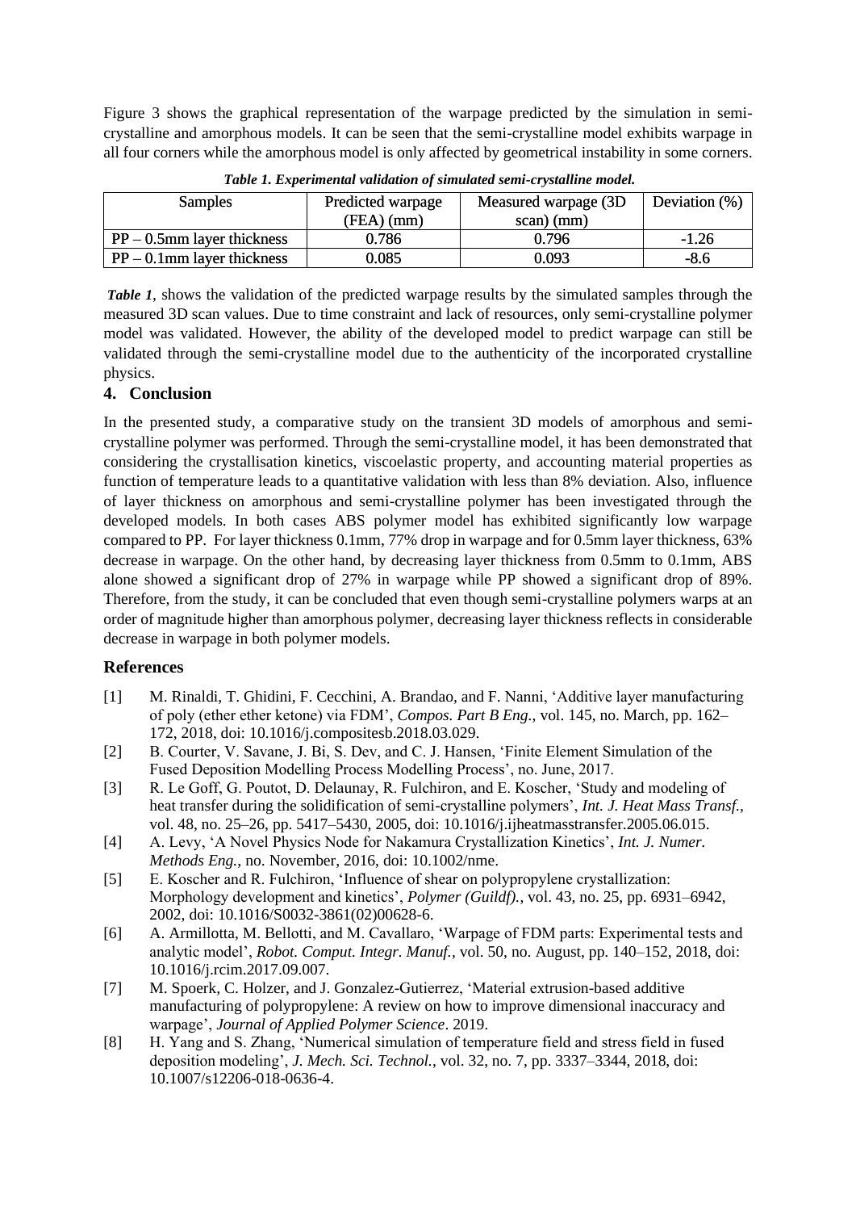Figure 3 shows the graphical representation of the warpage predicted by the simulation in semi-crystalline and amorphous models. It can be seen that the semi-crystalline model exhibits warpage in all four corners while the amorphous model is only affected by geometrical instability in some corners.

***Table 1. Experimental validation of simulated semi-crystalline model.***

| Samples | Predicted warpage (FEA) (mm) | Measured warpage (3D scan) (mm) | Deviation (%) |
|---|---|---|---|
| PP – 0.5mm layer thickness | 0.786 | 0.796 | -1.26 |
| PP – 0.1mm layer thickness | 0.085 | 0.093 | -8.6 |

***Table 1***, shows the validation of the predicted warpage results by the simulated samples through the measured 3D scan values. Due to time constraint and lack of resources, only semi-crystalline polymer model was validated. However, the ability of the developed model to predict warpage can still be validated through the semi-crystalline model due to the authenticity of the incorporated crystalline physics.

## 4. Conclusion

In the presented study, a comparative study on the transient 3D models of amorphous and semi-crystalline polymer was performed. Through the semi-crystalline model, it has been demonstrated that considering the crystallisation kinetics, viscoelastic property, and accounting material properties as function of temperature leads to a quantitative validation with less than 8% deviation. Also, influence of layer thickness on amorphous and semi-crystalline polymer has been investigated through the developed models. In both cases ABS polymer model has exhibited significantly low warpage compared to PP. For layer thickness 0.1mm, 77% drop in warpage and for 0.5mm layer thickness, 63% decrease in warpage. On the other hand, by decreasing layer thickness from 0.5mm to 0.1mm, ABS alone showed a significant drop of 27% in warpage while PP showed a significant drop of 89%. Therefore, from the study, it can be concluded that even though semi-crystalline polymers warps at an order of magnitude higher than amorphous polymer, decreasing layer thickness reflects in considerable decrease in warpage in both polymer models.

## References

[1] M. Rinaldi, T. Ghidini, F. Cecchini, A. Brandao, and F. Nanni, 'Additive layer manufacturing of poly (ether ether ketone) via FDM', *Compos. Part B Eng.*, vol. 145, no. March, pp. 162–172, 2018, doi: 10.1016/j.compositesb.2018.03.029.

[2] B. Courter, V. Savane, J. Bi, S. Dev, and C. J. Hansen, 'Finite Element Simulation of the Fused Deposition Modelling Process Modelling Process', no. June, 2017.

[3] R. Le Goff, G. Poutot, D. Delaunay, R. Fulchiron, and E. Koscher, 'Study and modeling of heat transfer during the solidification of semi-crystalline polymers', *Int. J. Heat Mass Transf.*, vol. 48, no. 25–26, pp. 5417–5430, 2005, doi: 10.1016/j.ijheatmasstransfer.2005.06.015.

[4] A. Levy, 'A Novel Physics Node for Nakamura Crystallization Kinetics', *Int. J. Numer. Methods Eng.*, no. November, 2016, doi: 10.1002/nme.

[5] E. Koscher and R. Fulchiron, 'Influence of shear on polypropylene crystallization: Morphology development and kinetics', *Polymer (Guildf).*, vol. 43, no. 25, pp. 6931–6942, 2002, doi: 10.1016/S0032-3861(02)00628-6.

[6] A. Armillotta, M. Bellotti, and M. Cavallaro, 'Warpage of FDM parts: Experimental tests and analytic model', *Robot. Comput. Integr. Manuf.*, vol. 50, no. August, pp. 140–152, 2018, doi: 10.1016/j.rcim.2017.09.007.

[7] M. Spoerk, C. Holzer, and J. Gonzalez-Gutierrez, 'Material extrusion-based additive manufacturing of polypropylene: A review on how to improve dimensional inaccuracy and warpage', *Journal of Applied Polymer Science*. 2019.

[8] H. Yang and S. Zhang, 'Numerical simulation of temperature field and stress field in fused deposition modeling', *J. Mech. Sci. Technol.*, vol. 32, no. 7, pp. 3337–3344, 2018, doi: 10.1007/s12206-018-0636-4.